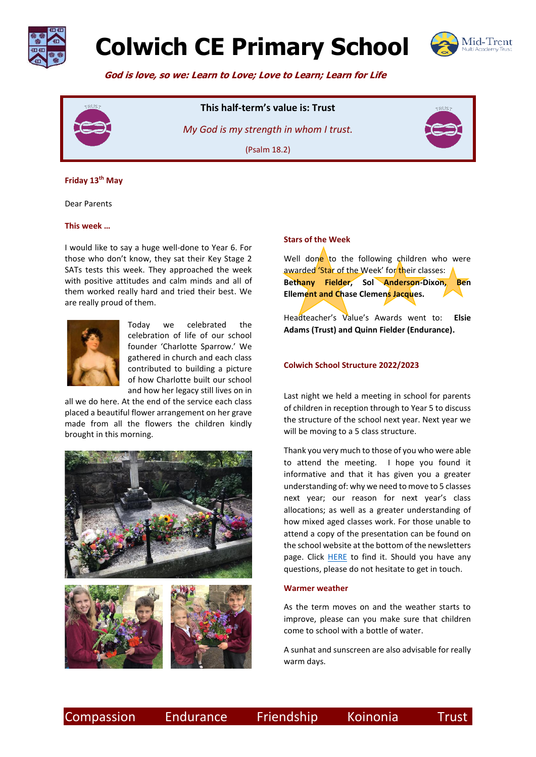# Colwich CE Primary School

***God is love, so we: Learn to Love; Love to Learn; Learn for Life***

**This half-term's value is: Trust**

*My God is my strength in whom I trust.*

(Psalm 18.2)

**Friday 13th May**

Dear Parents

## This week …

I would like to say a huge well-done to Year 6. For those who don't know, they sat their Key Stage 2 SATs tests this week. They approached the week with positive attitudes and calm minds and all of them worked really hard and tried their best. We are really proud of them.

Today we celebrated the celebration of life of our school founder 'Charlotte Sparrow.' We gathered in church and each class contributed to building a picture of how Charlotte built our school and how her legacy still lives on in all we do here. At the end of the service each class placed a beautiful flower arrangement on her grave made from all the flowers the children kindly brought in this morning.

## Stars of the Week

Well done to the following children who were awarded 'Star of the Week' for their classes: **Bethany Fielder, Sol Anderson-Dixon, Ben Ellement and Chase Clemens Jacques.**

Headteacher's Value's Awards went to: **Elsie Adams (Trust) and Quinn Fielder (Endurance).**

## Colwich School Structure 2022/2023

Last night we held a meeting in school for parents of children in reception through to Year 5 to discuss the structure of the school next year. Next year we will be moving to a 5 class structure.

Thank you very much to those of you who were able to attend the meeting. I hope you found it informative and that it has given you a greater understanding of: why we need to move to 5 classes next year; our reason for next year's class allocations; as well as a greater understanding of how mixed aged classes work. For those unable to attend a copy of the presentation can be found on the school website at the bottom of the newsletters page. Click HERE to find it. Should you have any questions, please do not hesitate to get in touch.

## Warmer weather

As the term moves on and the weather starts to improve, please can you make sure that children come to school with a bottle of water.

A sunhat and sunscreen are also advisable for really warm days.

Compassion Endurance Friendship Koinonia Trust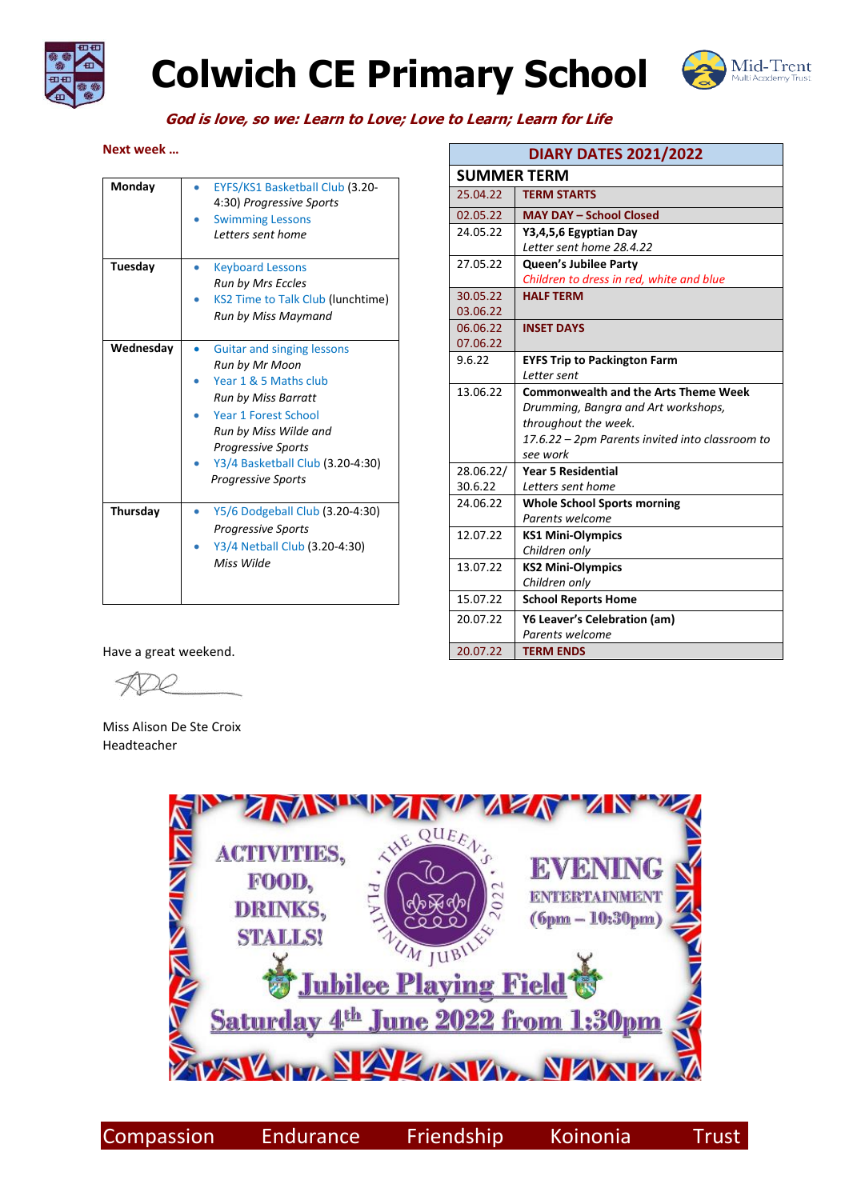# Colwich CE Primary School

***God is love, so we: Learn to Love; Love to Learn; Learn for Life***

**Next week …**

| | |
|---|---|
| **Monday** | • EYFS/KS1 Basketball Club (3.20-4:30) *Progressive Sports*<br>• Swimming Lessons<br>*Letters sent home* |
| **Tuesday** | • Keyboard Lessons<br>*Run by Mrs Eccles*<br>• KS2 Time to Talk Club (lunchtime)<br>*Run by Miss Maymand* |
| **Wednesday** | • Guitar and singing lessons<br>*Run by Mr Moon*<br>• Year 1 & 5 Maths club<br>*Run by Miss Barratt*<br>• Year 1 Forest School<br>*Run by Miss Wilde and Progressive Sports*<br>• Y3/4 Basketball Club (3.20-4:30)<br>*Progressive Sports* |
| **Thursday** | • Y5/6 Dodgeball Club (3.20-4:30)<br>*Progressive Sports*<br>• Y3/4 Netball Club (3.20-4:30)<br>*Miss Wilde* |

Have a great weekend.

Miss Alison De Ste Croix
Headteacher

## DIARY DATES 2021/2022

### SUMMER TERM

| | |
|---|---|
| 25.04.22 | **TERM STARTS** |
| 02.05.22 | **MAY DAY – School Closed** |
| 24.05.22 | **Y3,4,5,6 Egyptian Day**<br>*Letter sent home 28.4.22* |
| 27.05.22 | **Queen's Jubilee Party**<br>*Children to dress in red, white and blue* |
| 30.05.22<br>03.06.22 | **HALF TERM** |
| 06.06.22<br>07.06.22 | **INSET DAYS** |
| 9.6.22 | **EYFS Trip to Packington Farm**<br>*Letter sent* |
| 13.06.22 | **Commonwealth and the Arts Theme Week**<br>*Drumming, Bangra and Art workshops, throughout the week.*<br>*17.6.22 – 2pm Parents invited into classroom to see work* |
| 28.06.22/<br>30.6.22 | **Year 5 Residential**<br>*Letters sent home* |
| 24.06.22 | **Whole School Sports morning**<br>*Parents welcome* |
| 12.07.22 | **KS1 Mini-Olympics**<br>*Children only* |
| 13.07.22 | **KS2 Mini-Olympics**<br>*Children only* |
| 15.07.22 | **School Reports Home** |
| 20.07.22 | **Y6 Leaver's Celebration (am)**<br>*Parents welcome* |
| 20.07.22 | **TERM ENDS** |

ACTIVITIES, FOOD, DRINKS, STALLS!

THE QUEEN'S PLATINUM JUBILEE 2022

EVENING ENTERTAINMENT (6pm – 10:30pm)

Jubilee Playing Field

Saturday 4th June 2022 from 1:30pm

Compassion Endurance Friendship Koinonia Trust